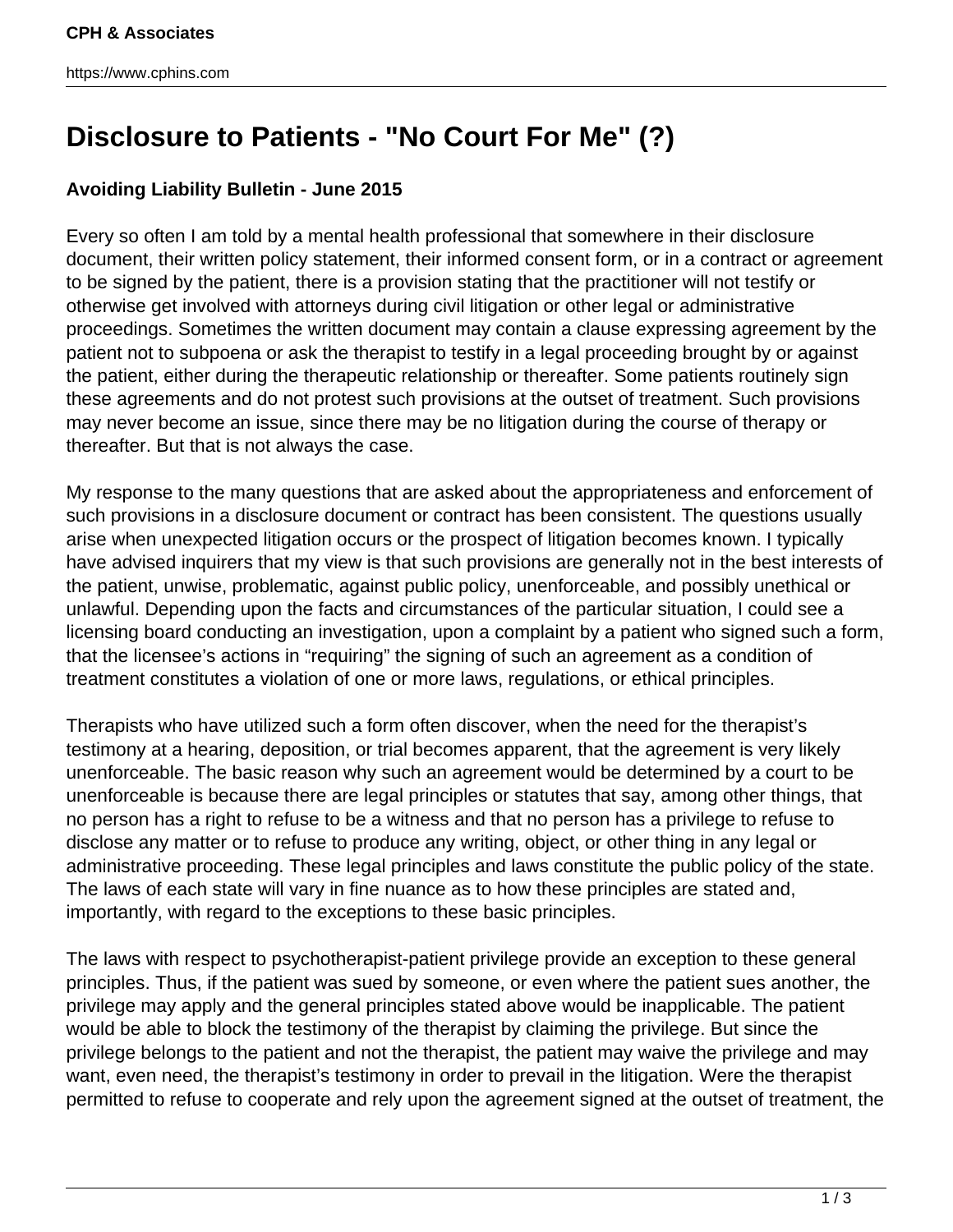# Disclosure to Patients - "No Court For Me" (?)

**Avoiding Liability Bulletin - June 2015**

Every so often I am told by a mental health professional that somewhere in their disclosure document, their written policy statement, their informed consent form, or in a contract or agreement to be signed by the patient, there is a provision stating that the practitioner will not testify or otherwise get involved with attorneys during civil litigation or other legal or administrative proceedings. Sometimes the written document may contain a clause expressing agreement by the patient not to subpoena or ask the therapist to testify in a legal proceeding brought by or against the patient, either during the therapeutic relationship or thereafter. Some patients routinely sign these agreements and do not protest such provisions at the outset of treatment. Such provisions may never become an issue, since there may be no litigation during the course of therapy or thereafter. But that is not always the case.

My response to the many questions that are asked about the appropriateness and enforcement of such provisions in a disclosure document or contract has been consistent. The questions usually arise when unexpected litigation occurs or the prospect of litigation becomes known. I typically have advised inquirers that my view is that such provisions are generally not in the best interests of the patient, unwise, problematic, against public policy, unenforceable, and possibly unethical or unlawful. Depending upon the facts and circumstances of the particular situation, I could see a licensing board conducting an investigation, upon a complaint by a patient who signed such a form, that the licensee's actions in "requiring" the signing of such an agreement as a condition of treatment constitutes a violation of one or more laws, regulations, or ethical principles.

Therapists who have utilized such a form often discover, when the need for the therapist's testimony at a hearing, deposition, or trial becomes apparent, that the agreement is very likely unenforceable. The basic reason why such an agreement would be determined by a court to be unenforceable is because there are legal principles or statutes that say, among other things, that no person has a right to refuse to be a witness and that no person has a privilege to refuse to disclose any matter or to refuse to produce any writing, object, or other thing in any legal or administrative proceeding. These legal principles and laws constitute the public policy of the state. The laws of each state will vary in fine nuance as to how these principles are stated and, importantly, with regard to the exceptions to these basic principles.

The laws with respect to psychotherapist-patient privilege provide an exception to these general principles. Thus, if the patient was sued by someone, or even where the patient sues another, the privilege may apply and the general principles stated above would be inapplicable. The patient would be able to block the testimony of the therapist by claiming the privilege. But since the privilege belongs to the patient and not the therapist, the patient may waive the privilege and may want, even need, the therapist's testimony in order to prevail in the litigation. Were the therapist permitted to refuse to cooperate and rely upon the agreement signed at the outset of treatment, the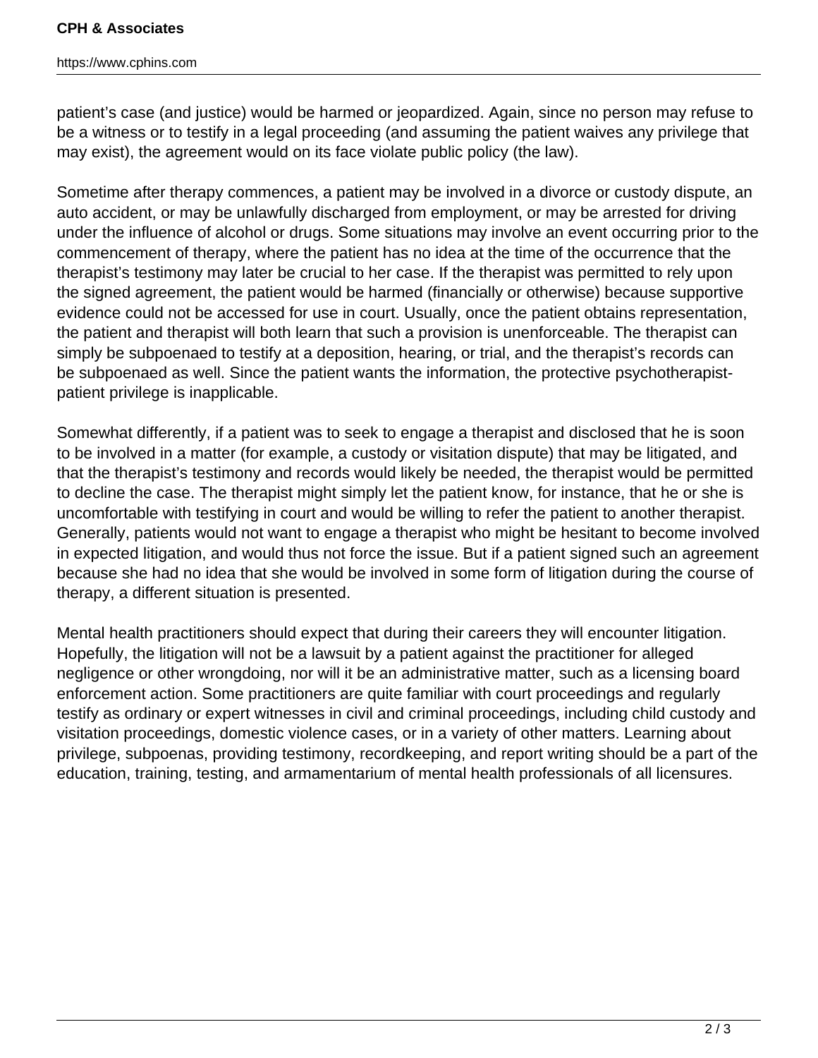patient's case (and justice) would be harmed or jeopardized. Again, since no person may refuse to be a witness or to testify in a legal proceeding (and assuming the patient waives any privilege that may exist), the agreement would on its face violate public policy (the law).

Sometime after therapy commences, a patient may be involved in a divorce or custody dispute, an auto accident, or may be unlawfully discharged from employment, or may be arrested for driving under the influence of alcohol or drugs. Some situations may involve an event occurring prior to the commencement of therapy, where the patient has no idea at the time of the occurrence that the therapist's testimony may later be crucial to her case. If the therapist was permitted to rely upon the signed agreement, the patient would be harmed (financially or otherwise) because supportive evidence could not be accessed for use in court. Usually, once the patient obtains representation, the patient and therapist will both learn that such a provision is unenforceable. The therapist can simply be subpoenaed to testify at a deposition, hearing, or trial, and the therapist's records can be subpoenaed as well. Since the patient wants the information, the protective psychotherapist-patient privilege is inapplicable.

Somewhat differently, if a patient was to seek to engage a therapist and disclosed that he is soon to be involved in a matter (for example, a custody or visitation dispute) that may be litigated, and that the therapist's testimony and records would likely be needed, the therapist would be permitted to decline the case. The therapist might simply let the patient know, for instance, that he or she is uncomfortable with testifying in court and would be willing to refer the patient to another therapist. Generally, patients would not want to engage a therapist who might be hesitant to become involved in expected litigation, and would thus not force the issue. But if a patient signed such an agreement because she had no idea that she would be involved in some form of litigation during the course of therapy, a different situation is presented.

Mental health practitioners should expect that during their careers they will encounter litigation. Hopefully, the litigation will not be a lawsuit by a patient against the practitioner for alleged negligence or other wrongdoing, nor will it be an administrative matter, such as a licensing board enforcement action. Some practitioners are quite familiar with court proceedings and regularly testify as ordinary or expert witnesses in civil and criminal proceedings, including child custody and visitation proceedings, domestic violence cases, or in a variety of other matters. Learning about privilege, subpoenas, providing testimony, recordkeeping, and report writing should be a part of the education, training, testing, and armamentarium of mental health professionals of all licensures.